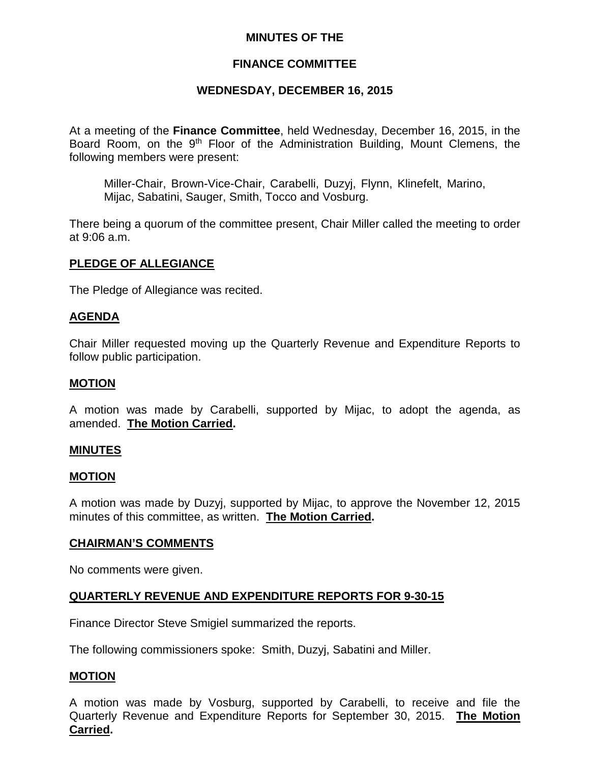# MINUTES OF THE

# FINANCE COMMITTEE

# WEDNESDAY, DECEMBER 16, 2015

At a meeting of the **Finance Committee**, held Wednesday, December 16, 2015, in the Board Room, on the 9th Floor of the Administration Building, Mount Clemens, the following members were present:

> Miller-Chair, Brown-Vice-Chair, Carabelli, Duzyj, Flynn, Klinefelt, Marino, Mijac, Sabatini, Sauger, Smith, Tocco and Vosburg.

There being a quorum of the committee present, Chair Miller called the meeting to order at 9:06 a.m.

## PLEDGE OF ALLEGIANCE

The Pledge of Allegiance was recited.

## AGENDA

Chair Miller requested moving up the Quarterly Revenue and Expenditure Reports to follow public participation.

## MOTION

A motion was made by Carabelli, supported by Mijac, to adopt the agenda, as amended. **The Motion Carried.**

## MINUTES

## MOTION

A motion was made by Duzyj, supported by Mijac, to approve the November 12, 2015 minutes of this committee, as written. **The Motion Carried.**

## CHAIRMAN'S COMMENTS

No comments were given.

## QUARTERLY REVENUE AND EXPENDITURE REPORTS FOR 9-30-15

Finance Director Steve Smigiel summarized the reports.

The following commissioners spoke: Smith, Duzyj, Sabatini and Miller.

## MOTION

A motion was made by Vosburg, supported by Carabelli, to receive and file the Quarterly Revenue and Expenditure Reports for September 30, 2015. **The Motion Carried.**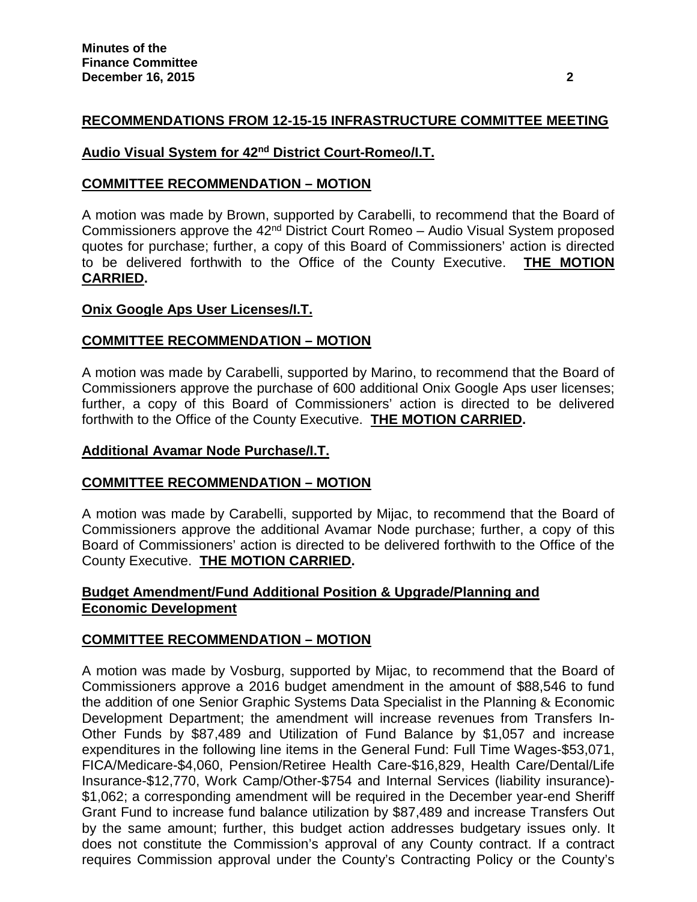**RECOMMENDATIONS FROM 12-15-15 INFRASTRUCTURE COMMITTEE MEETING**

**Audio Visual System for 42nd District Court-Romeo/I.T.**

**COMMITTEE RECOMMENDATION – MOTION**

A motion was made by Brown, supported by Carabelli, to recommend that the Board of Commissioners approve the 42nd District Court Romeo – Audio Visual System proposed quotes for purchase; further, a copy of this Board of Commissioners' action is directed to be delivered forthwith to the Office of the County Executive. **THE MOTION CARRIED.**

**Onix Google Aps User Licenses/I.T.**

**COMMITTEE RECOMMENDATION – MOTION**

A motion was made by Carabelli, supported by Marino, to recommend that the Board of Commissioners approve the purchase of 600 additional Onix Google Aps user licenses; further, a copy of this Board of Commissioners' action is directed to be delivered forthwith to the Office of the County Executive. **THE MOTION CARRIED.**

**Additional Avamar Node Purchase/I.T.**

**COMMITTEE RECOMMENDATION – MOTION**

A motion was made by Carabelli, supported by Mijac, to recommend that the Board of Commissioners approve the additional Avamar Node purchase; further, a copy of this Board of Commissioners' action is directed to be delivered forthwith to the Office of the County Executive. **THE MOTION CARRIED.**

**Budget Amendment/Fund Additional Position & Upgrade/Planning and Economic Development**

**COMMITTEE RECOMMENDATION – MOTION**

A motion was made by Vosburg, supported by Mijac, to recommend that the Board of Commissioners approve a 2016 budget amendment in the amount of $88,546 to fund the addition of one Senior Graphic Systems Data Specialist in the Planning & Economic Development Department; the amendment will increase revenues from Transfers In-Other Funds by $87,489 and Utilization of Fund Balance by $1,057 and increase expenditures in the following line items in the General Fund: Full Time Wages-$53,071, FICA/Medicare-$4,060, Pension/Retiree Health Care-$16,829, Health Care/Dental/Life Insurance-$12,770, Work Camp/Other-$754 and Internal Services (liability insurance)-$1,062; a corresponding amendment will be required in the December year-end Sheriff Grant Fund to increase fund balance utilization by $87,489 and increase Transfers Out by the same amount; further, this budget action addresses budgetary issues only. It does not constitute the Commission's approval of any County contract. If a contract requires Commission approval under the County's Contracting Policy or the County's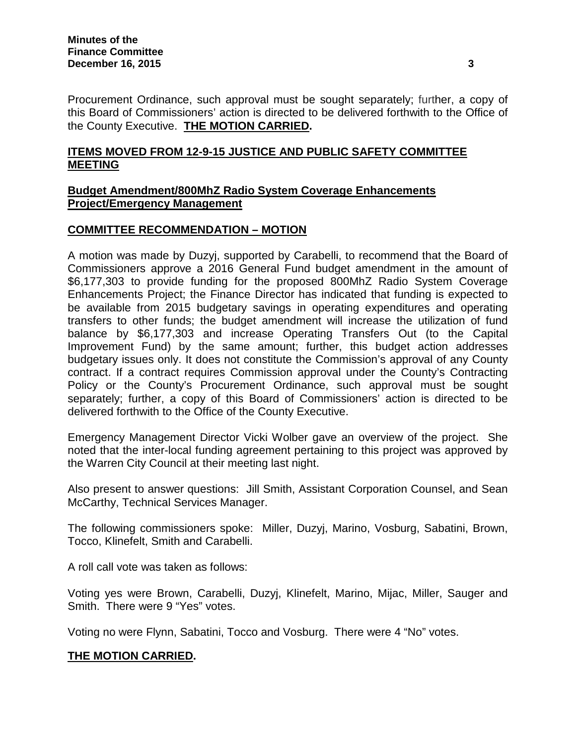Procurement Ordinance, such approval must be sought separately; further, a copy of this Board of Commissioners' action is directed to be delivered forthwith to the Office of the County Executive. **THE MOTION CARRIED.**

## ITEMS MOVED FROM 12-9-15 JUSTICE AND PUBLIC SAFETY COMMITTEE MEETING

### Budget Amendment/800MhZ Radio System Coverage Enhancements Project/Emergency Management

### COMMITTEE RECOMMENDATION – MOTION

A motion was made by Duzyj, supported by Carabelli, to recommend that the Board of Commissioners approve a 2016 General Fund budget amendment in the amount of $6,177,303 to provide funding for the proposed 800MhZ Radio System Coverage Enhancements Project; the Finance Director has indicated that funding is expected to be available from 2015 budgetary savings in operating expenditures and operating transfers to other funds; the budget amendment will increase the utilization of fund balance by $6,177,303 and increase Operating Transfers Out (to the Capital Improvement Fund) by the same amount; further, this budget action addresses budgetary issues only. It does not constitute the Commission's approval of any County contract. If a contract requires Commission approval under the County's Contracting Policy or the County's Procurement Ordinance, such approval must be sought separately; further, a copy of this Board of Commissioners' action is directed to be delivered forthwith to the Office of the County Executive.

Emergency Management Director Vicki Wolber gave an overview of the project. She noted that the inter-local funding agreement pertaining to this project was approved by the Warren City Council at their meeting last night.

Also present to answer questions: Jill Smith, Assistant Corporation Counsel, and Sean McCarthy, Technical Services Manager.

The following commissioners spoke: Miller, Duzyj, Marino, Vosburg, Sabatini, Brown, Tocco, Klinefelt, Smith and Carabelli.

A roll call vote was taken as follows:

Voting yes were Brown, Carabelli, Duzyj, Klinefelt, Marino, Mijac, Miller, Sauger and Smith. There were 9 "Yes" votes.

Voting no were Flynn, Sabatini, Tocco and Vosburg. There were 4 "No" votes.

**THE MOTION CARRIED.**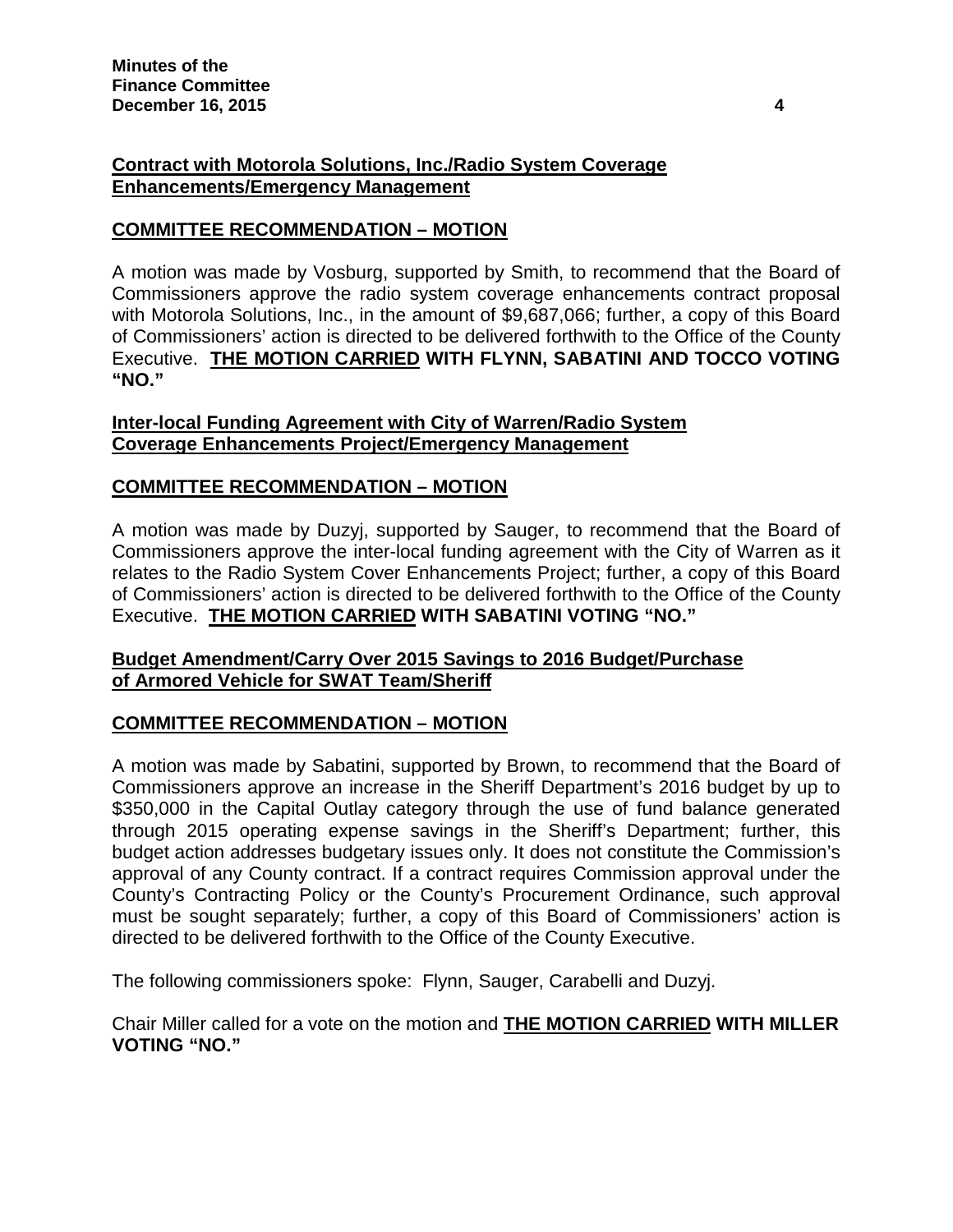**Contract with Motorola Solutions, Inc./Radio System Coverage Enhancements/Emergency Management**

**COMMITTEE RECOMMENDATION – MOTION**

A motion was made by Vosburg, supported by Smith, to recommend that the Board of Commissioners approve the radio system coverage enhancements contract proposal with Motorola Solutions, Inc., in the amount of $9,687,066; further, a copy of this Board of Commissioners' action is directed to be delivered forthwith to the Office of the County Executive. **THE MOTION CARRIED WITH FLYNN, SABATINI AND TOCCO VOTING "NO."**

**Inter-local Funding Agreement with City of Warren/Radio System Coverage Enhancements Project/Emergency Management**

**COMMITTEE RECOMMENDATION – MOTION**

A motion was made by Duzyj, supported by Sauger, to recommend that the Board of Commissioners approve the inter-local funding agreement with the City of Warren as it relates to the Radio System Cover Enhancements Project; further, a copy of this Board of Commissioners' action is directed to be delivered forthwith to the Office of the County Executive. **THE MOTION CARRIED WITH SABATINI VOTING "NO."**

**Budget Amendment/Carry Over 2015 Savings to 2016 Budget/Purchase of Armored Vehicle for SWAT Team/Sheriff**

**COMMITTEE RECOMMENDATION – MOTION**

A motion was made by Sabatini, supported by Brown, to recommend that the Board of Commissioners approve an increase in the Sheriff Department's 2016 budget by up to $350,000 in the Capital Outlay category through the use of fund balance generated through 2015 operating expense savings in the Sheriff's Department; further, this budget action addresses budgetary issues only. It does not constitute the Commission's approval of any County contract. If a contract requires Commission approval under the County's Contracting Policy or the County's Procurement Ordinance, such approval must be sought separately; further, a copy of this Board of Commissioners' action is directed to be delivered forthwith to the Office of the County Executive.

The following commissioners spoke: Flynn, Sauger, Carabelli and Duzyj.

Chair Miller called for a vote on the motion and **THE MOTION CARRIED WITH MILLER VOTING "NO."**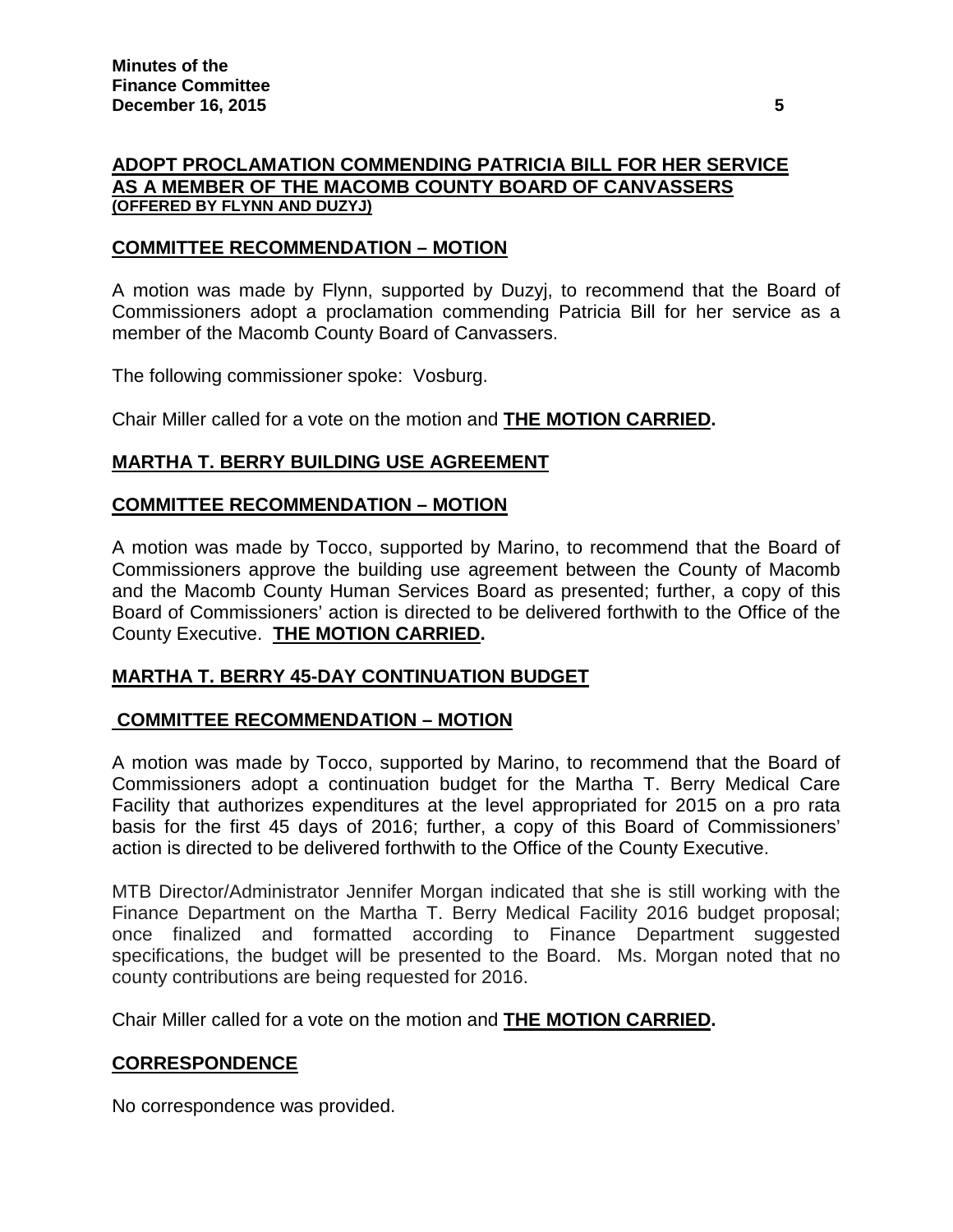## **ADOPT PROCLAMATION COMMENDING PATRICIA BILL FOR HER SERVICE AS A MEMBER OF THE MACOMB COUNTY BOARD OF CANVASSERS**
**(OFFERED BY FLYNN AND DUZYJ)**

### **COMMITTEE RECOMMENDATION – MOTION**

A motion was made by Flynn, supported by Duzyj, to recommend that the Board of Commissioners adopt a proclamation commending Patricia Bill for her service as a member of the Macomb County Board of Canvassers.

The following commissioner spoke: Vosburg.

Chair Miller called for a vote on the motion and **THE MOTION CARRIED.**

## **MARTHA T. BERRY BUILDING USE AGREEMENT**

### **COMMITTEE RECOMMENDATION – MOTION**

A motion was made by Tocco, supported by Marino, to recommend that the Board of Commissioners approve the building use agreement between the County of Macomb and the Macomb County Human Services Board as presented; further, a copy of this Board of Commissioners' action is directed to be delivered forthwith to the Office of the County Executive. **THE MOTION CARRIED.**

## **MARTHA T. BERRY 45-DAY CONTINUATION BUDGET**

### **COMMITTEE RECOMMENDATION – MOTION**

A motion was made by Tocco, supported by Marino, to recommend that the Board of Commissioners adopt a continuation budget for the Martha T. Berry Medical Care Facility that authorizes expenditures at the level appropriated for 2015 on a pro rata basis for the first 45 days of 2016; further, a copy of this Board of Commissioners' action is directed to be delivered forthwith to the Office of the County Executive.

MTB Director/Administrator Jennifer Morgan indicated that she is still working with the Finance Department on the Martha T. Berry Medical Facility 2016 budget proposal; once finalized and formatted according to Finance Department suggested specifications, the budget will be presented to the Board. Ms. Morgan noted that no county contributions are being requested for 2016.

Chair Miller called for a vote on the motion and **THE MOTION CARRIED.**

## **CORRESPONDENCE**

No correspondence was provided.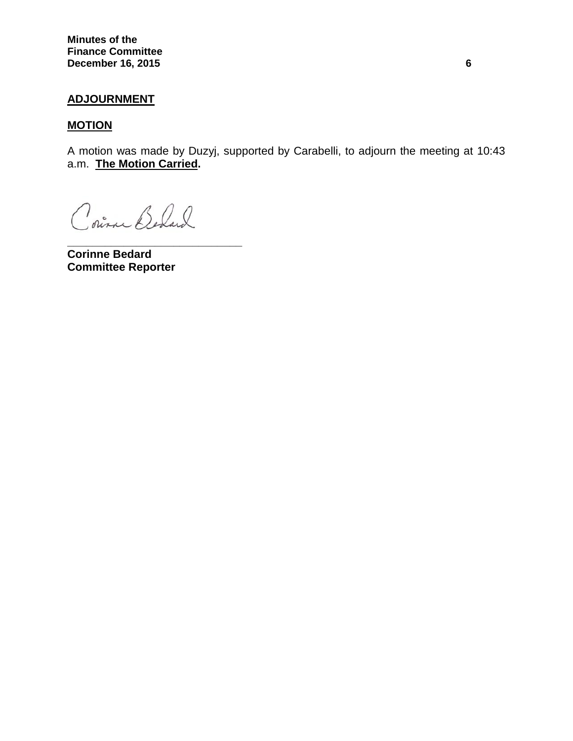## ADJOURNMENT

### MOTION

A motion was made by Duzyj, supported by Carabelli, to adjourn the meeting at 10:43 a.m. **The Motion Carried.**

\_\_\_\_\_\_\_\_\_\_\_\_\_\_\_\_\_\_\_\_\_\_\_\_\_\_\_\_\_\_

**Corinne Bedard**
**Committee Reporter**